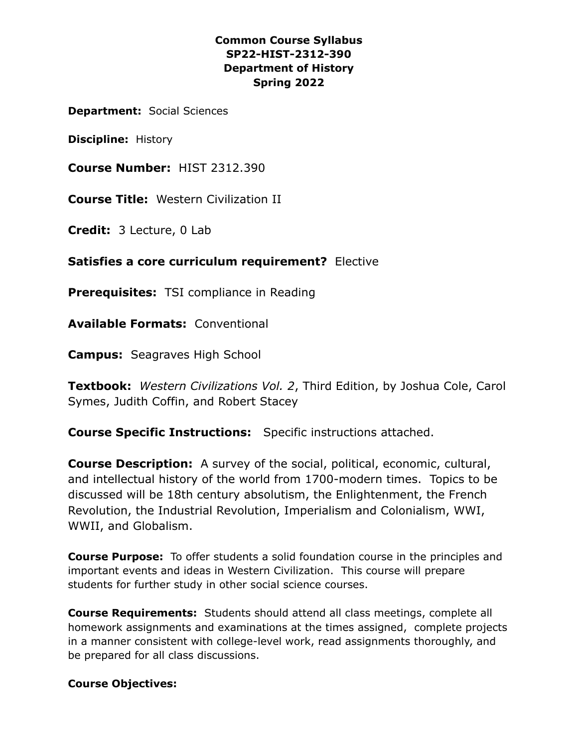**Common Course Syllabus**
**SP22-HIST-2312-390**
**Department of History**
**Spring 2022**

**Department:** Social Sciences

**Discipline:** History

**Course Number:** HIST 2312.390

**Course Title:** Western Civilization II

**Credit:** 3 Lecture, 0 Lab

**Satisfies a core curriculum requirement?** Elective

**Prerequisites:** TSI compliance in Reading

**Available Formats:** Conventional

**Campus:** Seagraves High School

**Textbook:** *Western Civilizations Vol. 2*, Third Edition, by Joshua Cole, Carol Symes, Judith Coffin, and Robert Stacey

**Course Specific Instructions:** Specific instructions attached.

**Course Description:** A survey of the social, political, economic, cultural, and intellectual history of the world from 1700-modern times. Topics to be discussed will be 18th century absolutism, the Enlightenment, the French Revolution, the Industrial Revolution, Imperialism and Colonialism, WWI, WWII, and Globalism.

**Course Purpose:** To offer students a solid foundation course in the principles and important events and ideas in Western Civilization. This course will prepare students for further study in other social science courses.

**Course Requirements:** Students should attend all class meetings, complete all homework assignments and examinations at the times assigned, complete projects in a manner consistent with college-level work, read assignments thoroughly, and be prepared for all class discussions.

**Course Objectives:**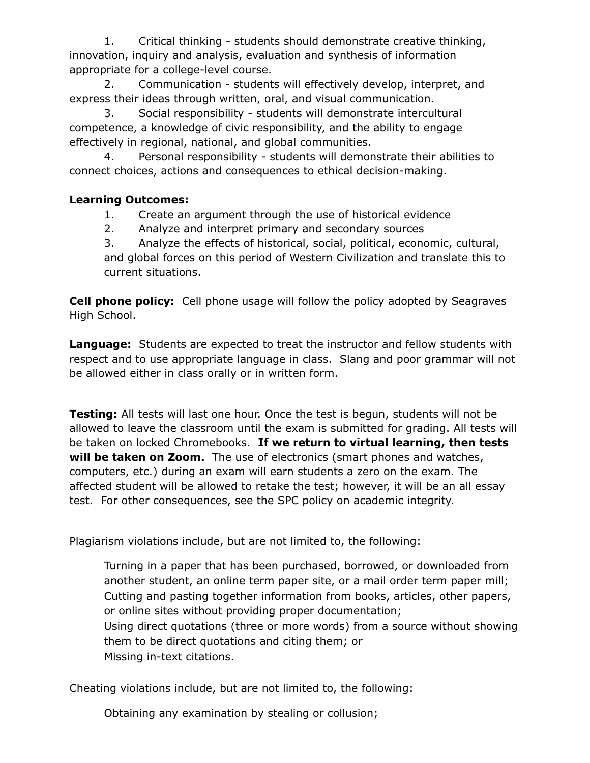1. Critical thinking - students should demonstrate creative thinking, innovation, inquiry and analysis, evaluation and synthesis of information appropriate for a college-level course.
2. Communication - students will effectively develop, interpret, and express their ideas through written, oral, and visual communication.
3. Social responsibility - students will demonstrate intercultural competence, a knowledge of civic responsibility, and the ability to engage effectively in regional, national, and global communities.
4. Personal responsibility - students will demonstrate their abilities to connect choices, actions and consequences to ethical decision-making.

**Learning Outcomes:**

1. Create an argument through the use of historical evidence
2. Analyze and interpret primary and secondary sources
3. Analyze the effects of historical, social, political, economic, cultural, and global forces on this period of Western Civilization and translate this to current situations.

**Cell phone policy:** Cell phone usage will follow the policy adopted by Seagraves High School.

**Language:** Students are expected to treat the instructor and fellow students with respect and to use appropriate language in class. Slang and poor grammar will not be allowed either in class orally or in written form.

**Testing:** All tests will last one hour. Once the test is begun, students will not be allowed to leave the classroom until the exam is submitted for grading. All tests will be taken on locked Chromebooks. **If we return to virtual learning, then tests will be taken on Zoom.** The use of electronics (smart phones and watches, computers, etc.) during an exam will earn students a zero on the exam. The affected student will be allowed to retake the test; however, it will be an all essay test. For other consequences, see the SPC policy on academic integrity.

Plagiarism violations include, but are not limited to, the following:

> Turning in a paper that has been purchased, borrowed, or downloaded from another student, an online term paper site, or a mail order term paper mill;
> Cutting and pasting together information from books, articles, other papers, or online sites without providing proper documentation;
> Using direct quotations (three or more words) from a source without showing them to be direct quotations and citing them; or
> Missing in-text citations.

Cheating violations include, but are not limited to, the following:

> Obtaining any examination by stealing or collusion;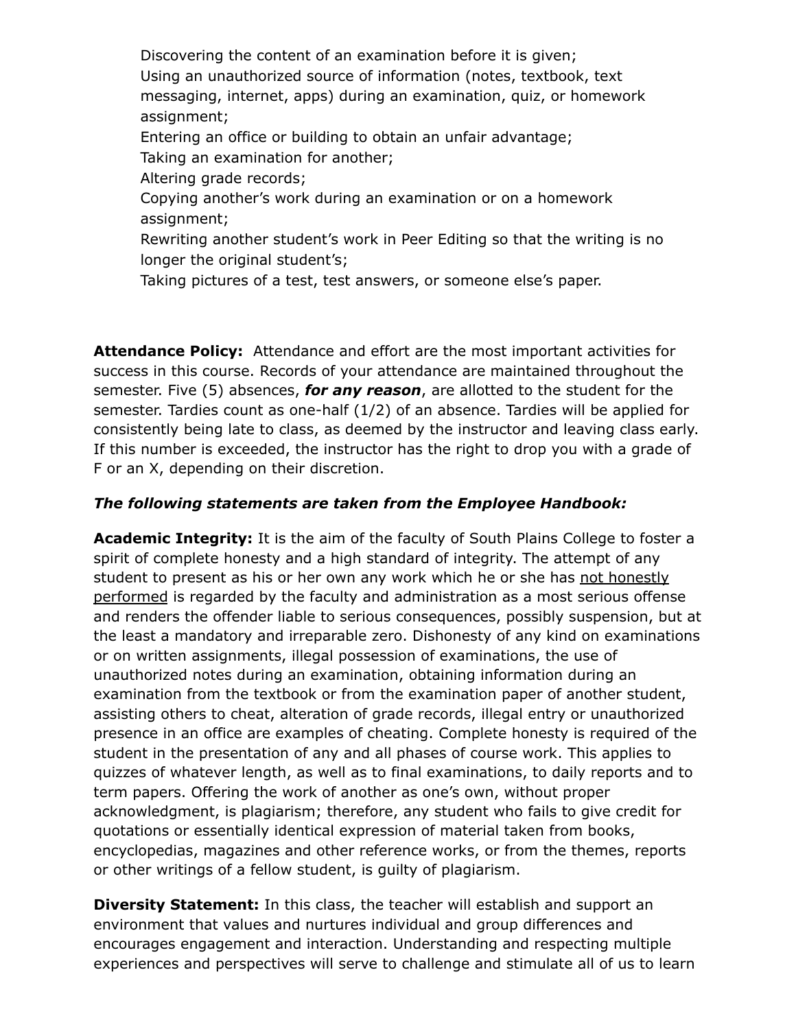Discovering the content of an examination before it is given;  
Using an unauthorized source of information (notes, textbook, text messaging, internet, apps) during an examination, quiz, or homework assignment;  
Entering an office or building to obtain an unfair advantage;  
Taking an examination for another;  
Altering grade records;  
Copying another's work during an examination or on a homework assignment;  
Rewriting another student's work in Peer Editing so that the writing is no longer the original student's;  
Taking pictures of a test, test answers, or someone else's paper.

**Attendance Policy:** Attendance and effort are the most important activities for success in this course. Records of your attendance are maintained throughout the semester. Five (5) absences, ***for any reason***, are allotted to the student for the semester. Tardies count as one-half (1/2) of an absence. Tardies will be applied for consistently being late to class, as deemed by the instructor and leaving class early. If this number is exceeded, the instructor has the right to drop you with a grade of F or an X, depending on their discretion.

***The following statements are taken from the Employee Handbook:***

**Academic Integrity:** It is the aim of the faculty of South Plains College to foster a spirit of complete honesty and a high standard of integrity. The attempt of any student to present as his or her own any work which he or she has <u>not honestly performed</u> is regarded by the faculty and administration as a most serious offense and renders the offender liable to serious consequences, possibly suspension, but at the least a mandatory and irreparable zero. Dishonesty of any kind on examinations or on written assignments, illegal possession of examinations, the use of unauthorized notes during an examination, obtaining information during an examination from the textbook or from the examination paper of another student, assisting others to cheat, alteration of grade records, illegal entry or unauthorized presence in an office are examples of cheating. Complete honesty is required of the student in the presentation of any and all phases of course work. This applies to quizzes of whatever length, as well as to final examinations, to daily reports and to term papers. Offering the work of another as one's own, without proper acknowledgment, is plagiarism; therefore, any student who fails to give credit for quotations or essentially identical expression of material taken from books, encyclopedias, magazines and other reference works, or from the themes, reports or other writings of a fellow student, is guilty of plagiarism.

**Diversity Statement:** In this class, the teacher will establish and support an environment that values and nurtures individual and group differences and encourages engagement and interaction. Understanding and respecting multiple experiences and perspectives will serve to challenge and stimulate all of us to learn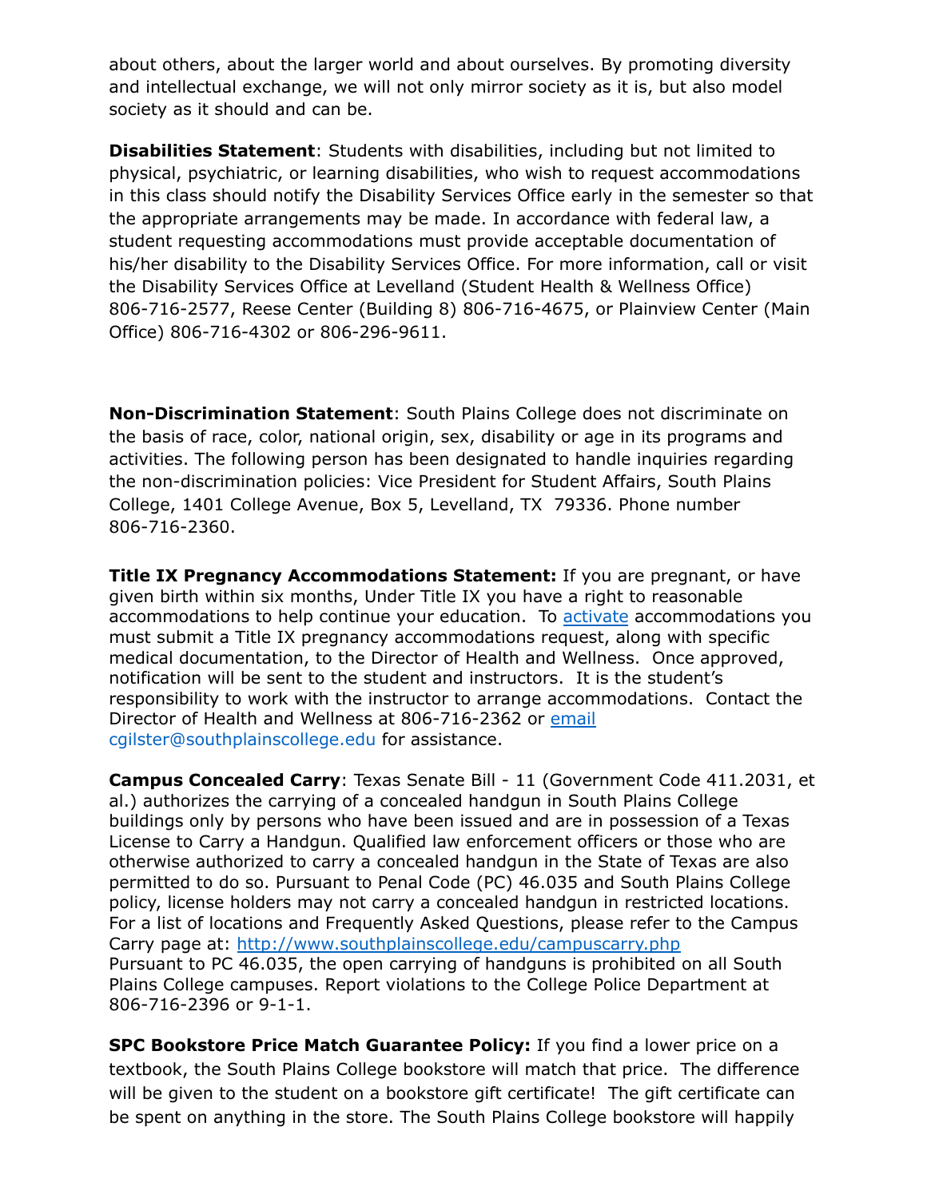about others, about the larger world and about ourselves. By promoting diversity and intellectual exchange, we will not only mirror society as it is, but also model society as it should and can be.

**Disabilities Statement**: Students with disabilities, including but not limited to physical, psychiatric, or learning disabilities, who wish to request accommodations in this class should notify the Disability Services Office early in the semester so that the appropriate arrangements may be made. In accordance with federal law, a student requesting accommodations must provide acceptable documentation of his/her disability to the Disability Services Office. For more information, call or visit the Disability Services Office at Levelland (Student Health & Wellness Office) 806-716-2577, Reese Center (Building 8) 806-716-4675, or Plainview Center (Main Office) 806-716-4302 or 806-296-9611.

**Non-Discrimination Statement**: South Plains College does not discriminate on the basis of race, color, national origin, sex, disability or age in its programs and activities. The following person has been designated to handle inquiries regarding the non-discrimination policies: Vice President for Student Affairs, South Plains College, 1401 College Avenue, Box 5, Levelland, TX 79336. Phone number 806-716-2360.

**Title IX Pregnancy Accommodations Statement:** If you are pregnant, or have given birth within six months, Under Title IX you have a right to reasonable accommodations to help continue your education. To activate accommodations you must submit a Title IX pregnancy accommodations request, along with specific medical documentation, to the Director of Health and Wellness. Once approved, notification will be sent to the student and instructors. It is the student's responsibility to work with the instructor to arrange accommodations. Contact the Director of Health and Wellness at 806-716-2362 or email cgilster@southplainscollege.edu for assistance.

**Campus Concealed Carry**: Texas Senate Bill - 11 (Government Code 411.2031, et al.) authorizes the carrying of a concealed handgun in South Plains College buildings only by persons who have been issued and are in possession of a Texas License to Carry a Handgun. Qualified law enforcement officers or those who are otherwise authorized to carry a concealed handgun in the State of Texas are also permitted to do so. Pursuant to Penal Code (PC) 46.035 and South Plains College policy, license holders may not carry a concealed handgun in restricted locations. For a list of locations and Frequently Asked Questions, please refer to the Campus Carry page at: http://www.southplainscollege.edu/campuscarry.php
Pursuant to PC 46.035, the open carrying of handguns is prohibited on all South Plains College campuses. Report violations to the College Police Department at 806-716-2396 or 9-1-1.

**SPC Bookstore Price Match Guarantee Policy:** If you find a lower price on a textbook, the South Plains College bookstore will match that price. The difference will be given to the student on a bookstore gift certificate! The gift certificate can be spent on anything in the store. The South Plains College bookstore will happily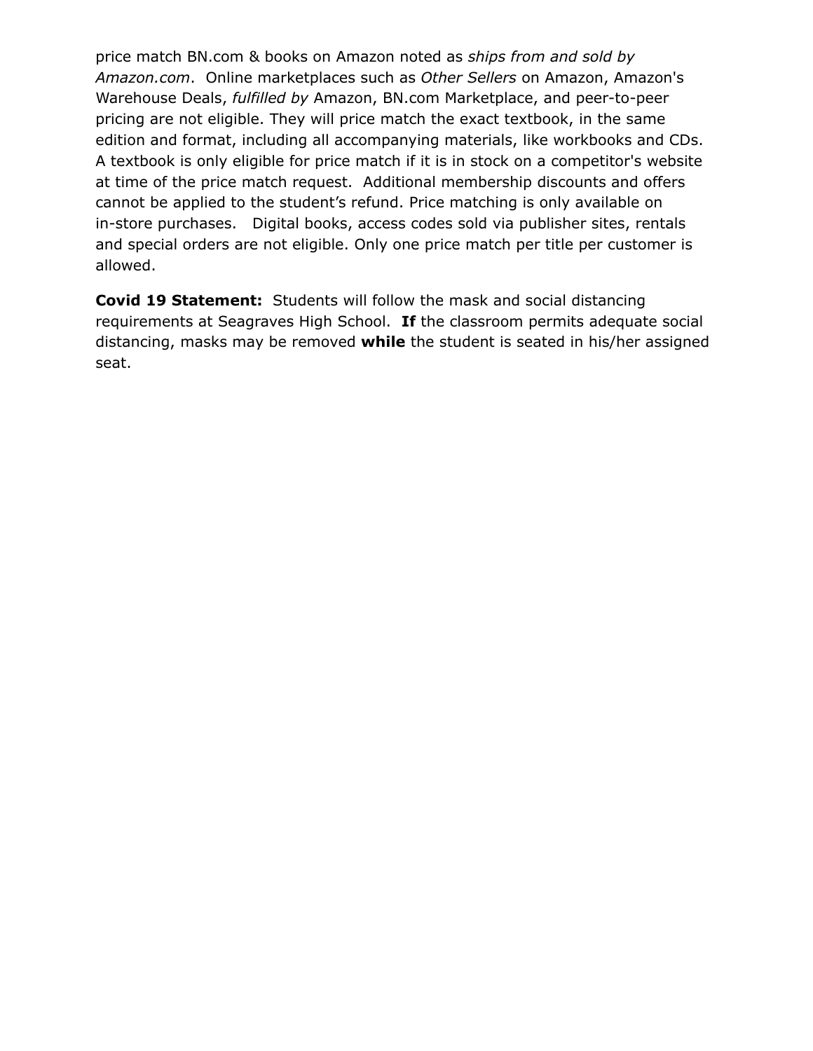price match BN.com & books on Amazon noted as *ships from and sold by Amazon.com*. Online marketplaces such as *Other Sellers* on Amazon, Amazon's Warehouse Deals, *fulfilled by* Amazon, BN.com Marketplace, and peer-to-peer pricing are not eligible. They will price match the exact textbook, in the same edition and format, including all accompanying materials, like workbooks and CDs. A textbook is only eligible for price match if it is in stock on a competitor's website at time of the price match request. Additional membership discounts and offers cannot be applied to the student's refund. Price matching is only available on in-store purchases. Digital books, access codes sold via publisher sites, rentals and special orders are not eligible. Only one price match per title per customer is allowed.

**Covid 19 Statement:** Students will follow the mask and social distancing requirements at Seagraves High School. **If** the classroom permits adequate social distancing, masks may be removed **while** the student is seated in his/her assigned seat.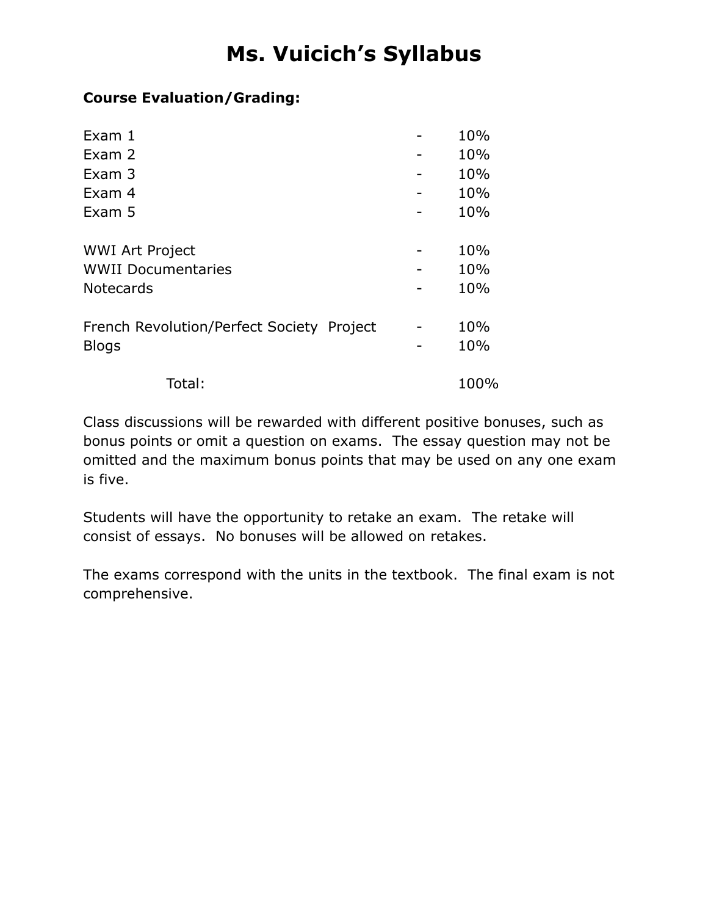# Ms. Vuicich's Syllabus

**Course Evaluation/Grading:**

| Item | | Weight |
|---|---|---|
| Exam 1 | - | 10% |
| Exam 2 | - | 10% |
| Exam 3 | - | 10% |
| Exam 4 | - | 10% |
| Exam 5 | - | 10% |
| WWI Art Project | - | 10% |
| WWII Documentaries | - | 10% |
| Notecards | - | 10% |
| French Revolution/Perfect Society Project | - | 10% |
| Blogs | - | 10% |
| Total: | | 100% |

Class discussions will be rewarded with different positive bonuses, such as bonus points or omit a question on exams. The essay question may not be omitted and the maximum bonus points that may be used on any one exam is five.

Students will have the opportunity to retake an exam. The retake will consist of essays. No bonuses will be allowed on retakes.

The exams correspond with the units in the textbook. The final exam is not comprehensive.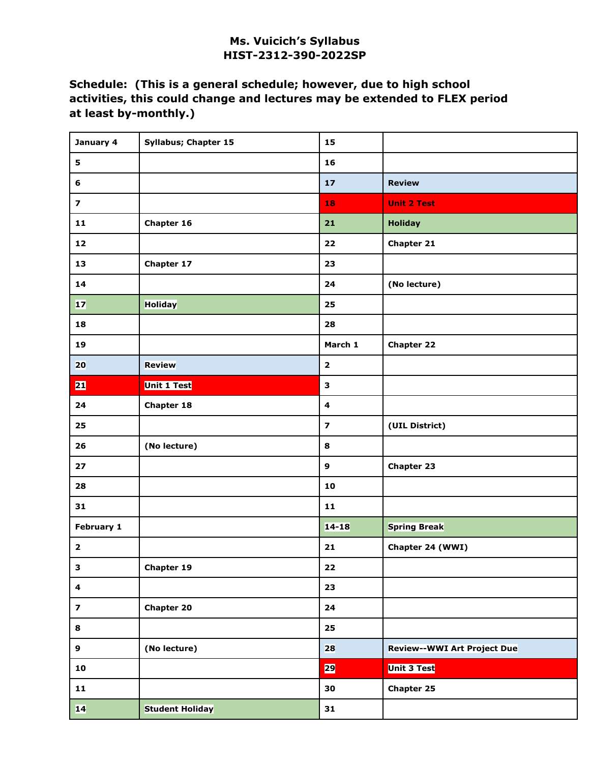**Ms. Vuicich's Syllabus**
**HIST-2312-390-2022SP**

**Schedule: (This is a general schedule; however, due to high school activities, this could change and lectures may be extended to FLEX period at least by-monthly.)**

| | | | |
|---|---|---|---|
| **January 4** | **Syllabus; Chapter 15** | **15** | |
| **5** | | **16** | |
| **6** | | **17** | **Review** |
| **7** | | **18** | **Unit 2 Test** |
| **11** | **Chapter 16** | **21** | **Holiday** |
| **12** | | **22** | **Chapter 21** |
| **13** | **Chapter 17** | **23** | |
| **14** | | **24** | **(No lecture)** |
| **17** | **Holiday** | **25** | |
| **18** | | **28** | |
| **19** | | **March 1** | **Chapter 22** |
| **20** | **Review** | **2** | |
| **21** | **Unit 1 Test** | **3** | |
| **24** | **Chapter 18** | **4** | |
| **25** | | **7** | **(UIL District)** |
| **26** | **(No lecture)** | **8** | |
| **27** | | **9** | **Chapter 23** |
| **28** | | **10** | |
| **31** | | **11** | |
| **February 1** | | **14-18** | **Spring Break** |
| **2** | | **21** | **Chapter 24 (WWI)** |
| **3** | **Chapter 19** | **22** | |
| **4** | | **23** | |
| **7** | **Chapter 20** | **24** | |
| **8** | | **25** | |
| **9** | **(No lecture)** | **28** | **Review--WWI Art Project Due** |
| **10** | | **29** | **Unit 3 Test** |
| **11** | | **30** | **Chapter 25** |
| **14** | **Student Holiday** | **31** | |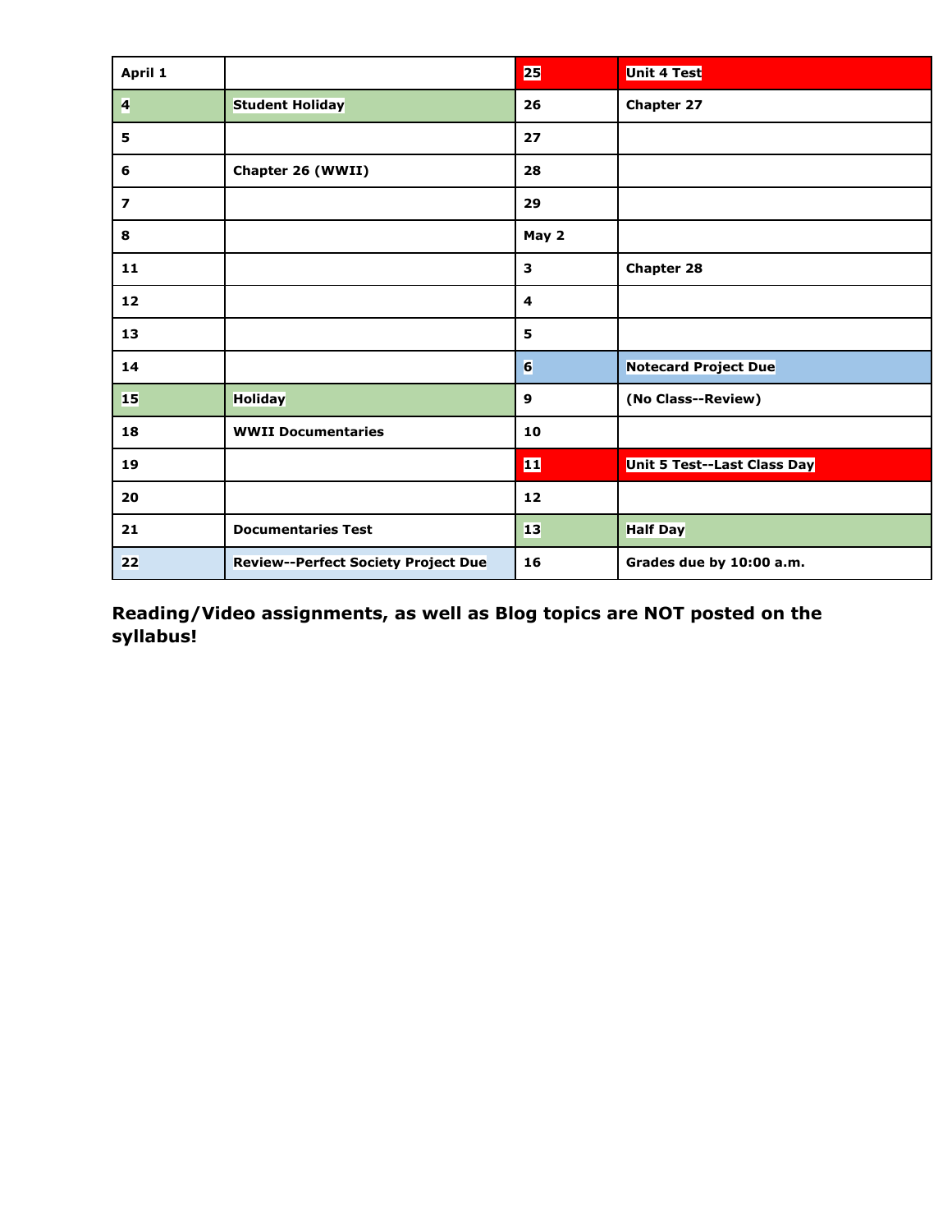| | | | |
|---|---|---|---|
| **April 1** | | **25** | **Unit 4 Test** |
| **4** | **Student Holiday** | **26** | **Chapter 27** |
| **5** | | **27** | |
| **6** | **Chapter 26 (WWII)** | **28** | |
| **7** | | **29** | |
| **8** | | **May 2** | |
| **11** | | **3** | **Chapter 28** |
| **12** | | **4** | |
| **13** | | **5** | |
| **14** | | **6** | **Notecard Project Due** |
| **15** | **Holiday** | **9** | **(No Class--Review)** |
| **18** | **WWII Documentaries** | **10** | |
| **19** | | **11** | **Unit 5 Test--Last Class Day** |
| **20** | | **12** | |
| **21** | **Documentaries Test** | **13** | **Half Day** |
| **22** | **Review--Perfect Society Project Due** | **16** | **Grades due by 10:00 a.m.** |

**Reading/Video assignments, as well as Blog topics are NOT posted on the syllabus!**